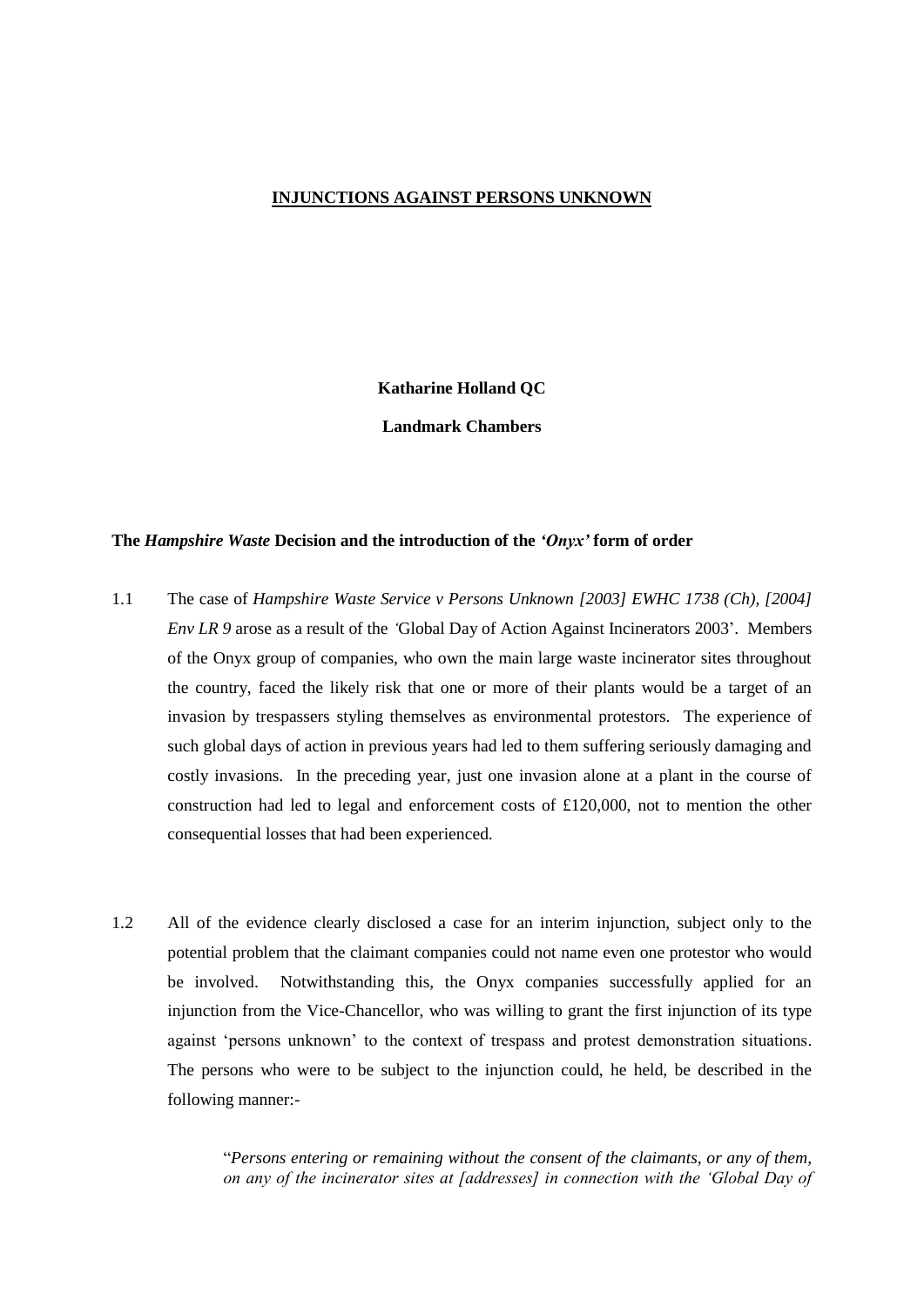# INJUNCTIONS AGAINST PERSONS UNKNOWN

**Katharine Holland QC**

**Landmark Chambers**

## The *Hampshire Waste* Decision and the introduction of the *'Onyx'* form of order

1.1 The case of *Hampshire Waste Service v Persons Unknown [2003] EWHC 1738 (Ch), [2004] Env LR 9* arose as a result of the 'Global Day of Action Against Incinerators 2003'. Members of the Onyx group of companies, who own the main large waste incinerator sites throughout the country, faced the likely risk that one or more of their plants would be a target of an invasion by trespassers styling themselves as environmental protestors. The experience of such global days of action in previous years had led to them suffering seriously damaging and costly invasions. In the preceding year, just one invasion alone at a plant in the course of construction had led to legal and enforcement costs of £120,000, not to mention the other consequential losses that had been experienced.

1.2 All of the evidence clearly disclosed a case for an interim injunction, subject only to the potential problem that the claimant companies could not name even one protestor who would be involved. Notwithstanding this, the Onyx companies successfully applied for an injunction from the Vice-Chancellor, who was willing to grant the first injunction of its type against 'persons unknown' to the context of trespass and protest demonstration situations. The persons who were to be subject to the injunction could, he held, be described in the following manner:-

> "*Persons entering or remaining without the consent of the claimants, or any of them, on any of the incinerator sites at [addresses] in connection with the 'Global Day of*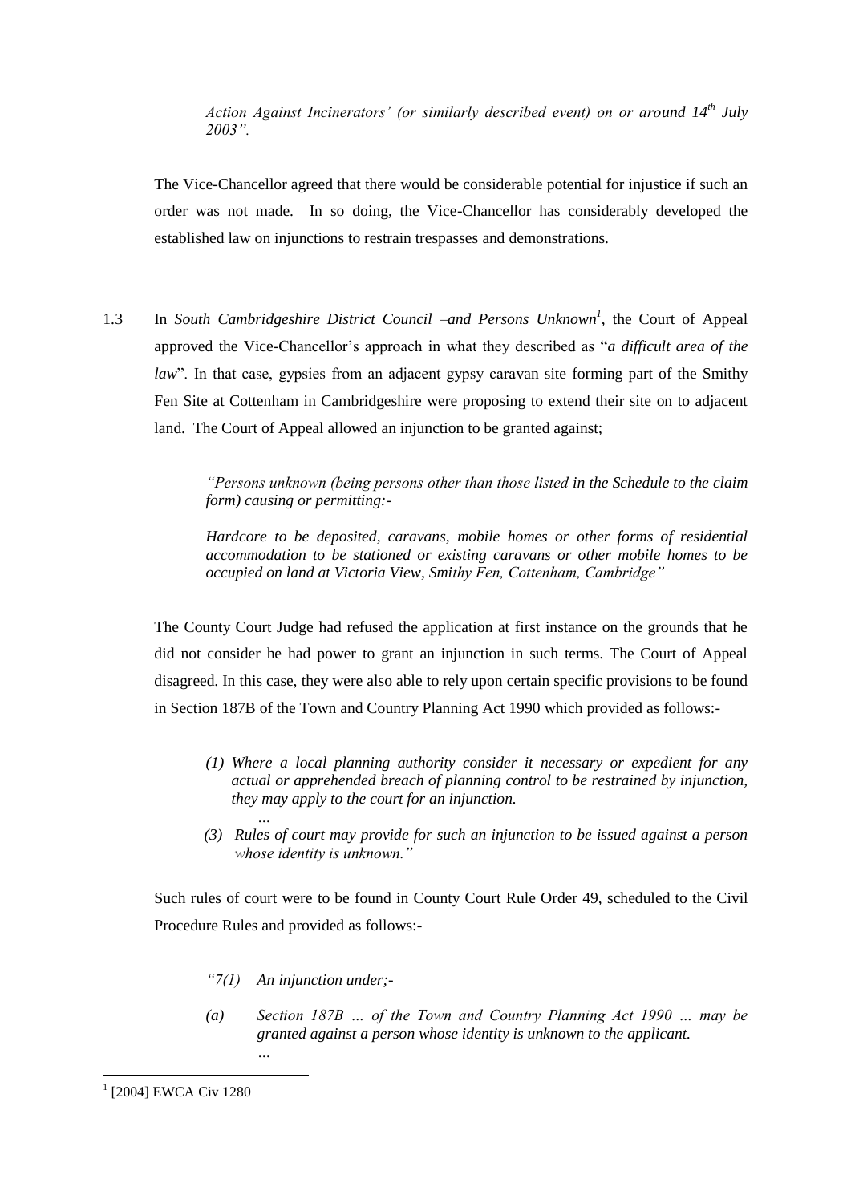*Action Against Incinerators' (or similarly described event) on or around 14th July 2003".*

The Vice-Chancellor agreed that there would be considerable potential for injustice if such an order was not made. In so doing, the Vice-Chancellor has considerably developed the established law on injunctions to restrain trespasses and demonstrations.

1.3 In *South Cambridgeshire District Council –and Persons Unknown*[1], the Court of Appeal approved the Vice-Chancellor's approach in what they described as "*a difficult area of the law*". In that case, gypsies from an adjacent gypsy caravan site forming part of the Smithy Fen Site at Cottenham in Cambridgeshire were proposing to extend their site on to adjacent land. The Court of Appeal allowed an injunction to be granted against;

> *"Persons unknown (being persons other than those listed in the Schedule to the claim form) causing or permitting:-*
>
> *Hardcore to be deposited, caravans, mobile homes or other forms of residential accommodation to be stationed or existing caravans or other mobile homes to be occupied on land at Victoria View, Smithy Fen, Cottenham, Cambridge"*

The County Court Judge had refused the application at first instance on the grounds that he did not consider he had power to grant an injunction in such terms. The Court of Appeal disagreed. In this case, they were also able to rely upon certain specific provisions to be found in Section 187B of the Town and Country Planning Act 1990 which provided as follows:-

> *(1) Where a local planning authority consider it necessary or expedient for any actual or apprehended breach of planning control to be restrained by injunction, they may apply to the court for an injunction.*
>
> *...*
>
> *(3) Rules of court may provide for such an injunction to be issued against a person whose identity is unknown."*

Such rules of court were to be found in County Court Rule Order 49, scheduled to the Civil Procedure Rules and provided as follows:-

> *"7(1) An injunction under;-*
>
> *(a) Section 187B ... of the Town and Country Planning Act 1990 ... may be granted against a person whose identity is unknown to the applicant.*
>
> *...*

[1] [2004] EWCA Civ 1280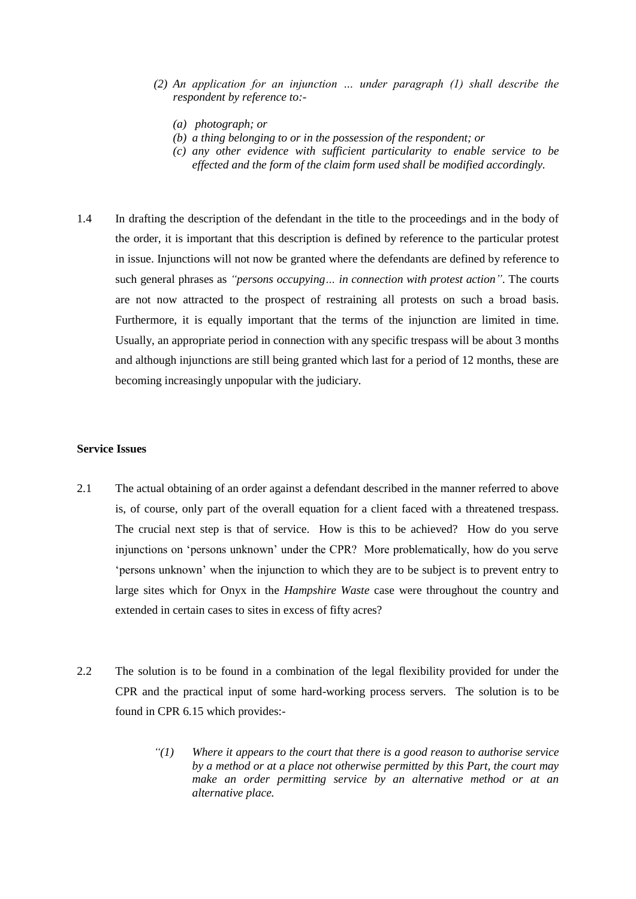> *(2) An application for an injunction … under paragraph (1) shall describe the respondent by reference to:-*
>
> *(a) photograph; or*
>
> *(b) a thing belonging to or in the possession of the respondent; or*
>
> *(c) any other evidence with sufficient particularity to enable service to be effected and the form of the claim form used shall be modified accordingly.*

1.4 In drafting the description of the defendant in the title to the proceedings and in the body of the order, it is important that this description is defined by reference to the particular protest in issue. Injunctions will not now be granted where the defendants are defined by reference to such general phrases as *"persons occupying… in connection with protest action"*. The courts are not now attracted to the prospect of restraining all protests on such a broad basis. Furthermore, it is equally important that the terms of the injunction are limited in time. Usually, an appropriate period in connection with any specific trespass will be about 3 months and although injunctions are still being granted which last for a period of 12 months, these are becoming increasingly unpopular with the judiciary.

**Service Issues**

2.1 The actual obtaining of an order against a defendant described in the manner referred to above is, of course, only part of the overall equation for a client faced with a threatened trespass. The crucial next step is that of service. How is this to be achieved? How do you serve injunctions on 'persons unknown' under the CPR? More problematically, how do you serve 'persons unknown' when the injunction to which they are to be subject is to prevent entry to large sites which for Onyx in the *Hampshire Waste* case were throughout the country and extended in certain cases to sites in excess of fifty acres?

2.2 The solution is to be found in a combination of the legal flexibility provided for under the CPR and the practical input of some hard-working process servers. The solution is to be found in CPR 6.15 which provides:-

> *"(1) Where it appears to the court that there is a good reason to authorise service by a method or at a place not otherwise permitted by this Part, the court may make an order permitting service by an alternative method or at an alternative place.*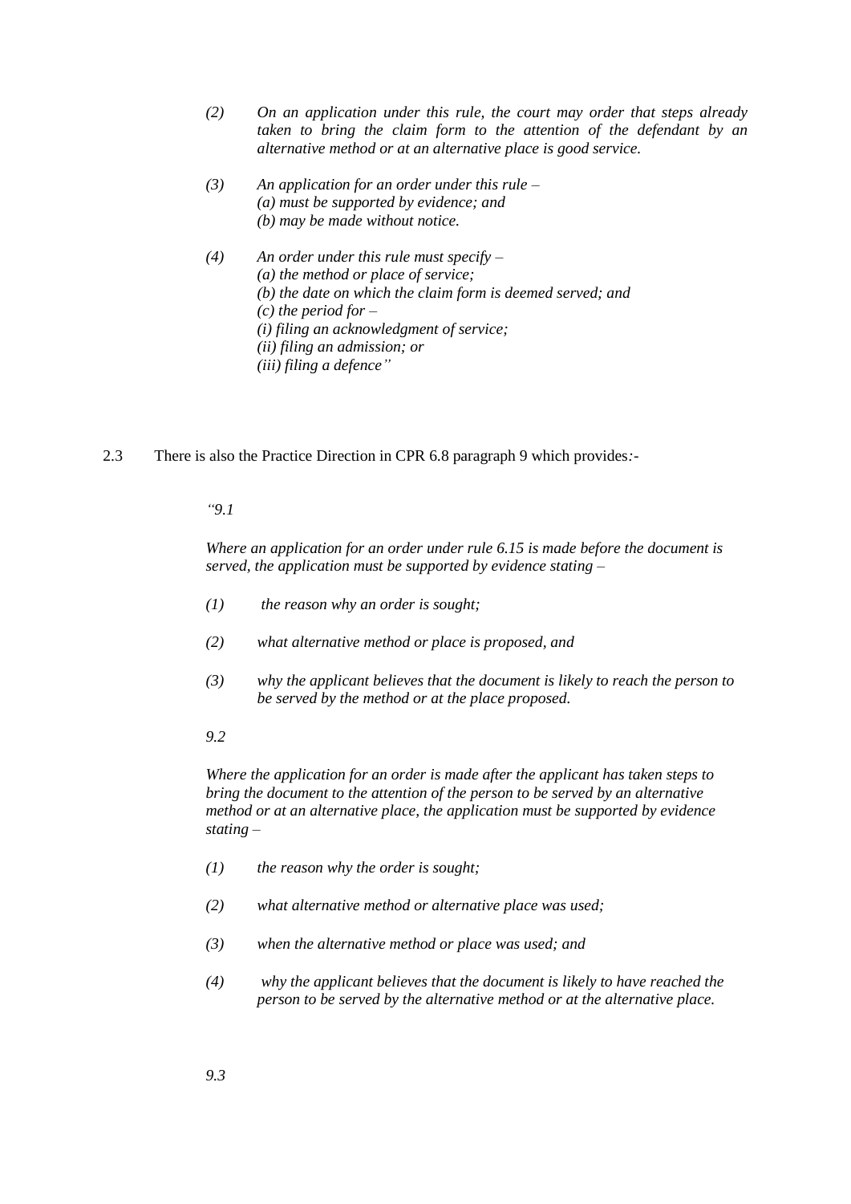*(2) On an application under this rule, the court may order that steps already taken to bring the claim form to the attention of the defendant by an alternative method or at an alternative place is good service.*

*(3) An application for an order under this rule –*
*(a) must be supported by evidence; and*
*(b) may be made without notice.*

*(4) An order under this rule must specify –*
*(a) the method or place of service;*
*(b) the date on which the claim form is deemed served; and*
*(c) the period for –*
*(i) filing an acknowledgment of service;*
*(ii) filing an admission; or*
*(iii) filing a defence"*

2.3 There is also the Practice Direction in CPR 6.8 paragraph 9 which provides:-

*"9.1*

*Where an application for an order under rule 6.15 is made before the document is served, the application must be supported by evidence stating –*

*(1) the reason why an order is sought;*

*(2) what alternative method or place is proposed, and*

*(3) why the applicant believes that the document is likely to reach the person to be served by the method or at the place proposed.*

*9.2*

*Where the application for an order is made after the applicant has taken steps to bring the document to the attention of the person to be served by an alternative method or at an alternative place, the application must be supported by evidence stating –*

*(1) the reason why the order is sought;*

*(2) what alternative method or alternative place was used;*

*(3) when the alternative method or place was used; and*

*(4) why the applicant believes that the document is likely to have reached the person to be served by the alternative method or at the alternative place.*

*9.3*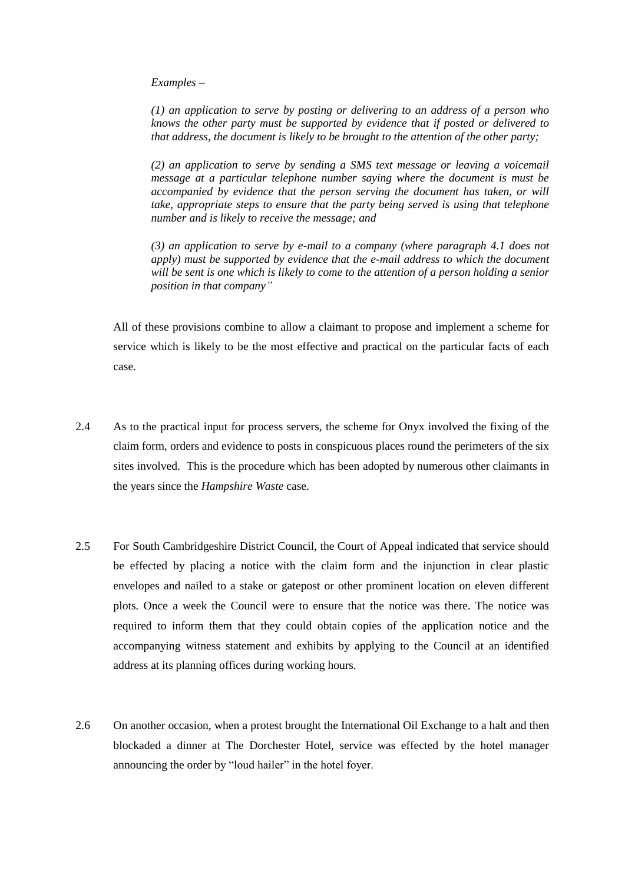*Examples –*

*(1) an application to serve by posting or delivering to an address of a person who knows the other party must be supported by evidence that if posted or delivered to that address, the document is likely to be brought to the attention of the other party;*

*(2) an application to serve by sending a SMS text message or leaving a voicemail message at a particular telephone number saying where the document is must be accompanied by evidence that the person serving the document has taken, or will take, appropriate steps to ensure that the party being served is using that telephone number and is likely to receive the message; and*

*(3) an application to serve by e-mail to a company (where paragraph 4.1 does not apply) must be supported by evidence that the e-mail address to which the document will be sent is one which is likely to come to the attention of a person holding a senior position in that company"*

All of these provisions combine to allow a claimant to propose and implement a scheme for service which is likely to be the most effective and practical on the particular facts of each case.

2.4 As to the practical input for process servers, the scheme for Onyx involved the fixing of the claim form, orders and evidence to posts in conspicuous places round the perimeters of the six sites involved. This is the procedure which has been adopted by numerous other claimants in the years since the *Hampshire Waste* case.

2.5 For South Cambridgeshire District Council, the Court of Appeal indicated that service should be effected by placing a notice with the claim form and the injunction in clear plastic envelopes and nailed to a stake or gatepost or other prominent location on eleven different plots. Once a week the Council were to ensure that the notice was there. The notice was required to inform them that they could obtain copies of the application notice and the accompanying witness statement and exhibits by applying to the Council at an identified address at its planning offices during working hours.

2.6 On another occasion, when a protest brought the International Oil Exchange to a halt and then blockaded a dinner at The Dorchester Hotel, service was effected by the hotel manager announcing the order by "loud hailer" in the hotel foyer.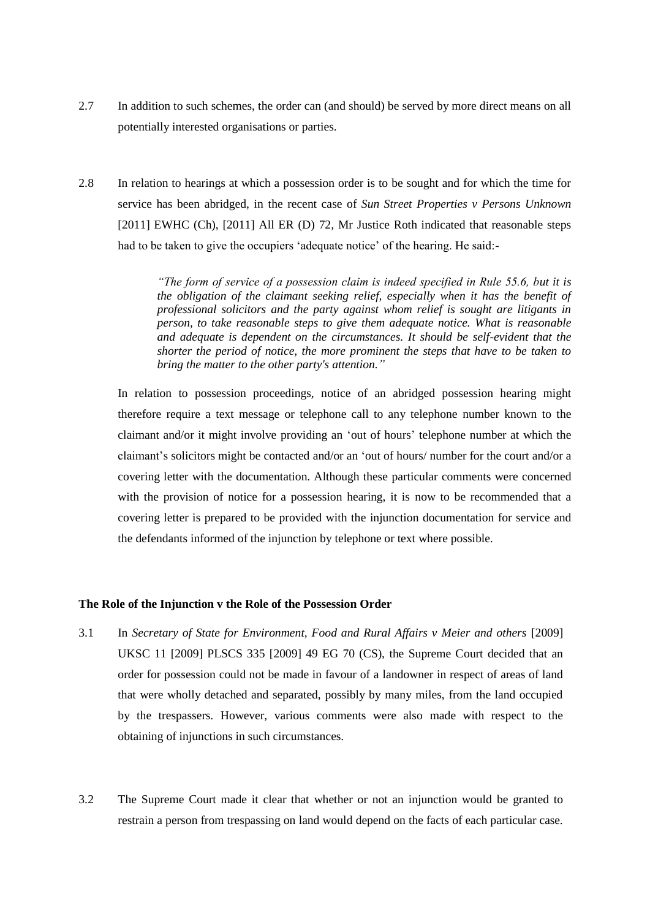2.7 In addition to such schemes, the order can (and should) be served by more direct means on all potentially interested organisations or parties.

2.8 In relation to hearings at which a possession order is to be sought and for which the time for service has been abridged, in the recent case of *Sun Street Properties v Persons Unknown* [2011] EWHC (Ch), [2011] All ER (D) 72, Mr Justice Roth indicated that reasonable steps had to be taken to give the occupiers 'adequate notice' of the hearing. He said:-

> *"The form of service of a possession claim is indeed specified in Rule 55.6, but it is the obligation of the claimant seeking relief, especially when it has the benefit of professional solicitors and the party against whom relief is sought are litigants in person, to take reasonable steps to give them adequate notice. What is reasonable and adequate is dependent on the circumstances. It should be self-evident that the shorter the period of notice, the more prominent the steps that have to be taken to bring the matter to the other party's attention."*

In relation to possession proceedings, notice of an abridged possession hearing might therefore require a text message or telephone call to any telephone number known to the claimant and/or it might involve providing an 'out of hours' telephone number at which the claimant's solicitors might be contacted and/or an 'out of hours/ number for the court and/or a covering letter with the documentation. Although these particular comments were concerned with the provision of notice for a possession hearing, it is now to be recommended that a covering letter is prepared to be provided with the injunction documentation for service and the defendants informed of the injunction by telephone or text where possible.

**The Role of the Injunction v the Role of the Possession Order**

3.1 In *Secretary of State for Environment, Food and Rural Affairs v Meier and others* [2009] UKSC 11 [2009] PLSCS 335 [2009] 49 EG 70 (CS), the Supreme Court decided that an order for possession could not be made in favour of a landowner in respect of areas of land that were wholly detached and separated, possibly by many miles, from the land occupied by the trespassers. However, various comments were also made with respect to the obtaining of injunctions in such circumstances.

3.2 The Supreme Court made it clear that whether or not an injunction would be granted to restrain a person from trespassing on land would depend on the facts of each particular case.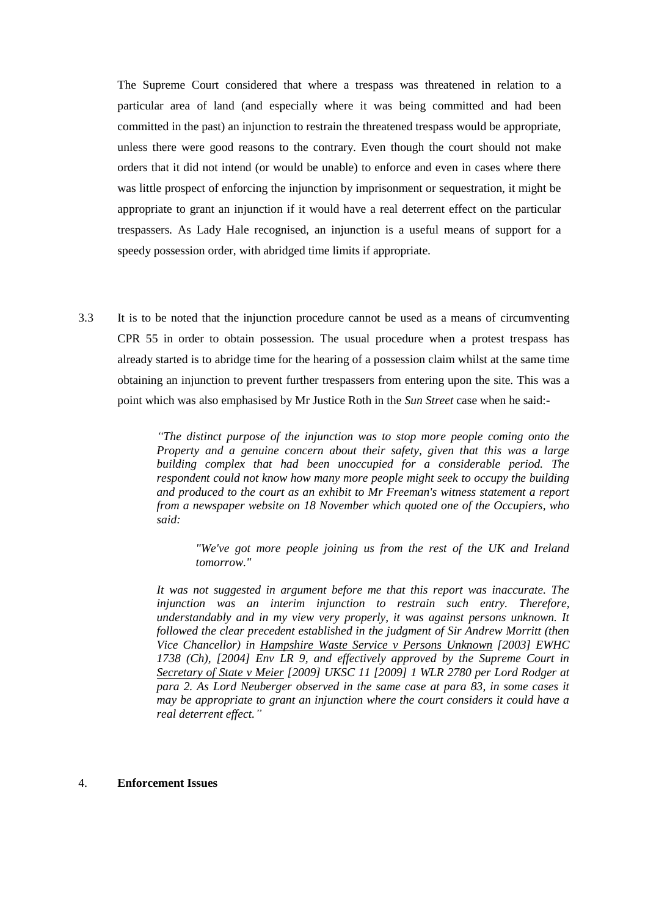The Supreme Court considered that where a trespass was threatened in relation to a particular area of land (and especially where it was being committed and had been committed in the past) an injunction to restrain the threatened trespass would be appropriate, unless there were good reasons to the contrary. Even though the court should not make orders that it did not intend (or would be unable) to enforce and even in cases where there was little prospect of enforcing the injunction by imprisonment or sequestration, it might be appropriate to grant an injunction if it would have a real deterrent effect on the particular trespassers. As Lady Hale recognised, an injunction is a useful means of support for a speedy possession order, with abridged time limits if appropriate.

3.3 It is to be noted that the injunction procedure cannot be used as a means of circumventing CPR 55 in order to obtain possession. The usual procedure when a protest trespass has already started is to abridge time for the hearing of a possession claim whilst at the same time obtaining an injunction to prevent further trespassers from entering upon the site. This was a point which was also emphasised by Mr Justice Roth in the *Sun Street* case when he said:-

> *"The distinct purpose of the injunction was to stop more people coming onto the Property and a genuine concern about their safety, given that this was a large building complex that had been unoccupied for a considerable period. The respondent could not know how many more people might seek to occupy the building and produced to the court as an exhibit to Mr Freeman's witness statement a report from a newspaper website on 18 November which quoted one of the Occupiers, who said:*
>
> > *"We've got more people joining us from the rest of the UK and Ireland tomorrow."*
>
> *It was not suggested in argument before me that this report was inaccurate. The injunction was an interim injunction to restrain such entry. Therefore, understandably and in my view very properly, it was against persons unknown. It followed the clear precedent established in the judgment of Sir Andrew Morritt (then Vice Chancellor) in Hampshire Waste Service v Persons Unknown [2003] EWHC 1738 (Ch), [2004] Env LR 9, and effectively approved by the Supreme Court in Secretary of State v Meier [2009] UKSC 11 [2009] 1 WLR 2780 per Lord Rodger at para 2. As Lord Neuberger observed in the same case at para 83, in some cases it may be appropriate to grant an injunction where the court considers it could have a real deterrent effect."*

## 4. **Enforcement Issues**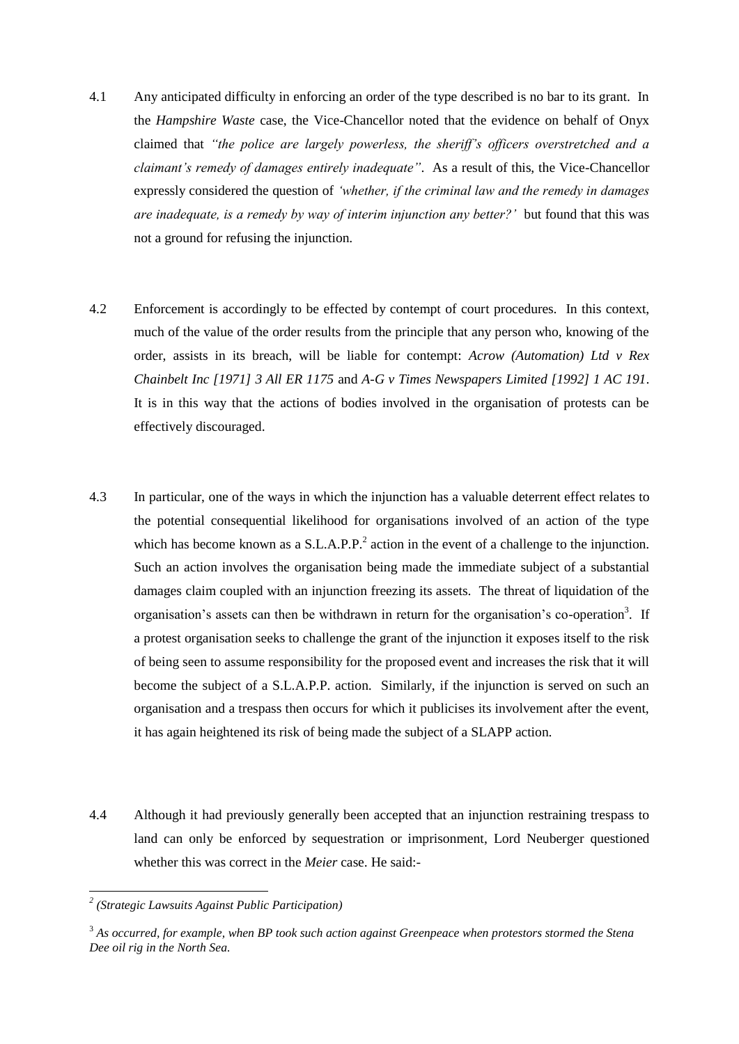4.1 Any anticipated difficulty in enforcing an order of the type described is no bar to its grant. In the *Hampshire Waste* case, the Vice-Chancellor noted that the evidence on behalf of Onyx claimed that *"the police are largely powerless, the sheriff's officers overstretched and a claimant's remedy of damages entirely inadequate"*. As a result of this, the Vice-Chancellor expressly considered the question of *'whether, if the criminal law and the remedy in damages are inadequate, is a remedy by way of interim injunction any better?'* but found that this was not a ground for refusing the injunction.

4.2 Enforcement is accordingly to be effected by contempt of court procedures. In this context, much of the value of the order results from the principle that any person who, knowing of the order, assists in its breach, will be liable for contempt: *Acrow (Automation) Ltd v Rex Chainbelt Inc [1971] 3 All ER 1175* and *A-G v Times Newspapers Limited [1992] 1 AC 191*. It is in this way that the actions of bodies involved in the organisation of protests can be effectively discouraged.

4.3 In particular, one of the ways in which the injunction has a valuable deterrent effect relates to the potential consequential likelihood for organisations involved of an action of the type which has become known as a S.L.A.P.P.[2] action in the event of a challenge to the injunction. Such an action involves the organisation being made the immediate subject of a substantial damages claim coupled with an injunction freezing its assets. The threat of liquidation of the organisation's assets can then be withdrawn in return for the organisation's co-operation[3]. If a protest organisation seeks to challenge the grant of the injunction it exposes itself to the risk of being seen to assume responsibility for the proposed event and increases the risk that it will become the subject of a S.L.A.P.P. action. Similarly, if the injunction is served on such an organisation and a trespass then occurs for which it publicises its involvement after the event, it has again heightened its risk of being made the subject of a SLAPP action.

4.4 Although it had previously generally been accepted that an injunction restraining trespass to land can only be enforced by sequestration or imprisonment, Lord Neuberger questioned whether this was correct in the *Meier* case. He said:-

---

[2] *(Strategic Lawsuits Against Public Participation)*

[3] *As occurred, for example, when BP took such action against Greenpeace when protestors stormed the Stena Dee oil rig in the North Sea.*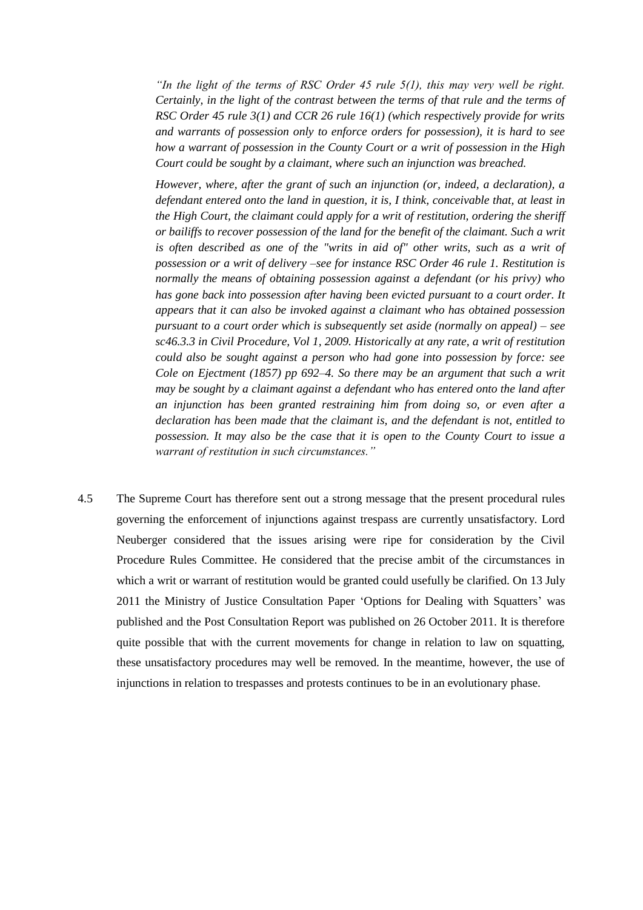*"In the light of the terms of RSC Order 45 rule 5(1), this may very well be right. Certainly, in the light of the contrast between the terms of that rule and the terms of RSC Order 45 rule 3(1) and CCR 26 rule 16(1) (which respectively provide for writs and warrants of possession only to enforce orders for possession), it is hard to see how a warrant of possession in the County Court or a writ of possession in the High Court could be sought by a claimant, where such an injunction was breached.*

*However, where, after the grant of such an injunction (or, indeed, a declaration), a defendant entered onto the land in question, it is, I think, conceivable that, at least in the High Court, the claimant could apply for a writ of restitution, ordering the sheriff or bailiffs to recover possession of the land for the benefit of the claimant. Such a writ is often described as one of the "writs in aid of" other writs, such as a writ of possession or a writ of delivery –see for instance RSC Order 46 rule 1. Restitution is normally the means of obtaining possession against a defendant (or his privy) who has gone back into possession after having been evicted pursuant to a court order. It appears that it can also be invoked against a claimant who has obtained possession pursuant to a court order which is subsequently set aside (normally on appeal) – see sc46.3.3 in Civil Procedure, Vol 1, 2009. Historically at any rate, a writ of restitution could also be sought against a person who had gone into possession by force: see Cole on Ejectment (1857) pp 692–4. So there may be an argument that such a writ may be sought by a claimant against a defendant who has entered onto the land after an injunction has been granted restraining him from doing so, or even after a declaration has been made that the claimant is, and the defendant is not, entitled to possession. It may also be the case that it is open to the County Court to issue a warrant of restitution in such circumstances."*

4.5 The Supreme Court has therefore sent out a strong message that the present procedural rules governing the enforcement of injunctions against trespass are currently unsatisfactory. Lord Neuberger considered that the issues arising were ripe for consideration by the Civil Procedure Rules Committee. He considered that the precise ambit of the circumstances in which a writ or warrant of restitution would be granted could usefully be clarified. On 13 July 2011 the Ministry of Justice Consultation Paper 'Options for Dealing with Squatters' was published and the Post Consultation Report was published on 26 October 2011. It is therefore quite possible that with the current movements for change in relation to law on squatting, these unsatisfactory procedures may well be removed. In the meantime, however, the use of injunctions in relation to trespasses and protests continues to be in an evolutionary phase.